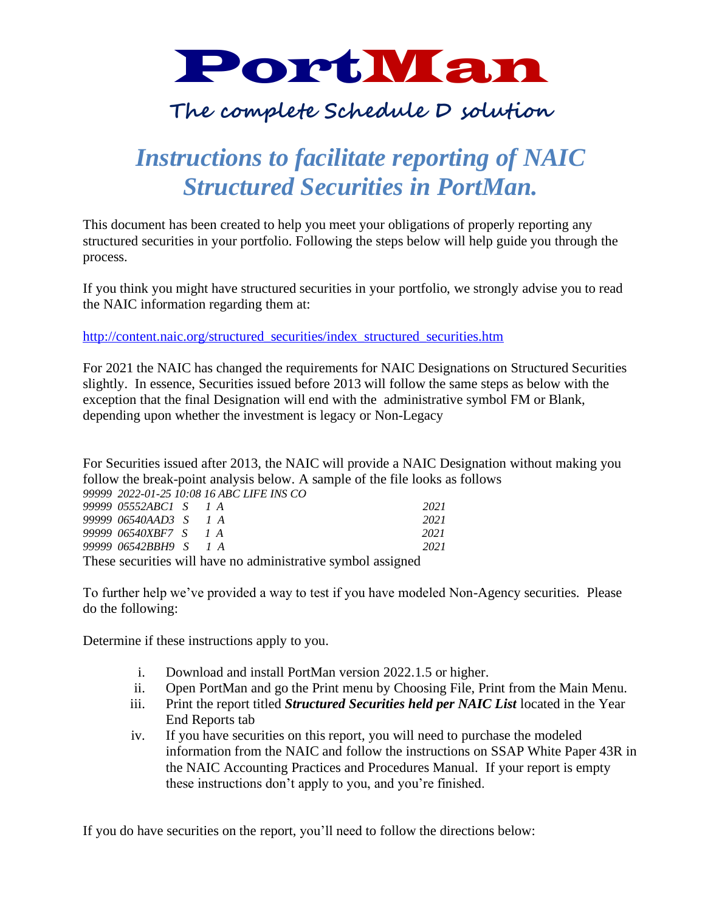# PortMan

## The complete Schedule D solution

# *Instructions to facilitate reporting of NAIC Structured Securities in PortMan.*

This document has been created to help you meet your obligations of properly reporting any structured securities in your portfolio. Following the steps below will help guide you through the process.

If you think you might have structured securities in your portfolio, we strongly advise you to read the NAIC information regarding them at:

http://content.naic.org/structured_securities/index_structured_securities.htm

For 2021 the NAIC has changed the requirements for NAIC Designations on Structured Securities slightly. In essence, Securities issued before 2013 will follow the same steps as below with the exception that the final Designation will end with the administrative symbol FM or Blank, depending upon whether the investment is legacy or Non-Legacy

For Securities issued after 2013, the NAIC will provide a NAIC Designation without making you follow the break-point analysis below. A sample of the file looks as follows

```
99999 2022-01-25 10:08 16 ABC LIFE INS CO
99999 05552ABC1  S   1 A                                  2021
99999 06540AAD3  S   1 A                                  2021
99999 06540XBF7  S   1 A                                  2021
99999 06542BBH9  S   1 A                                  2021
```

These securities will have no administrative symbol assigned

To further help we've provided a way to test if you have modeled Non-Agency securities. Please do the following:

Determine if these instructions apply to you.

i. Download and install PortMan version 2022.1.5 or higher.
ii. Open PortMan and go the Print menu by Choosing File, Print from the Main Menu.
iii. Print the report titled ***Structured Securities held per NAIC List*** located in the Year End Reports tab
iv. If you have securities on this report, you will need to purchase the modeled information from the NAIC and follow the instructions on SSAP White Paper 43R in the NAIC Accounting Practices and Procedures Manual. If your report is empty these instructions don't apply to you, and you're finished.

If you do have securities on the report, you'll need to follow the directions below: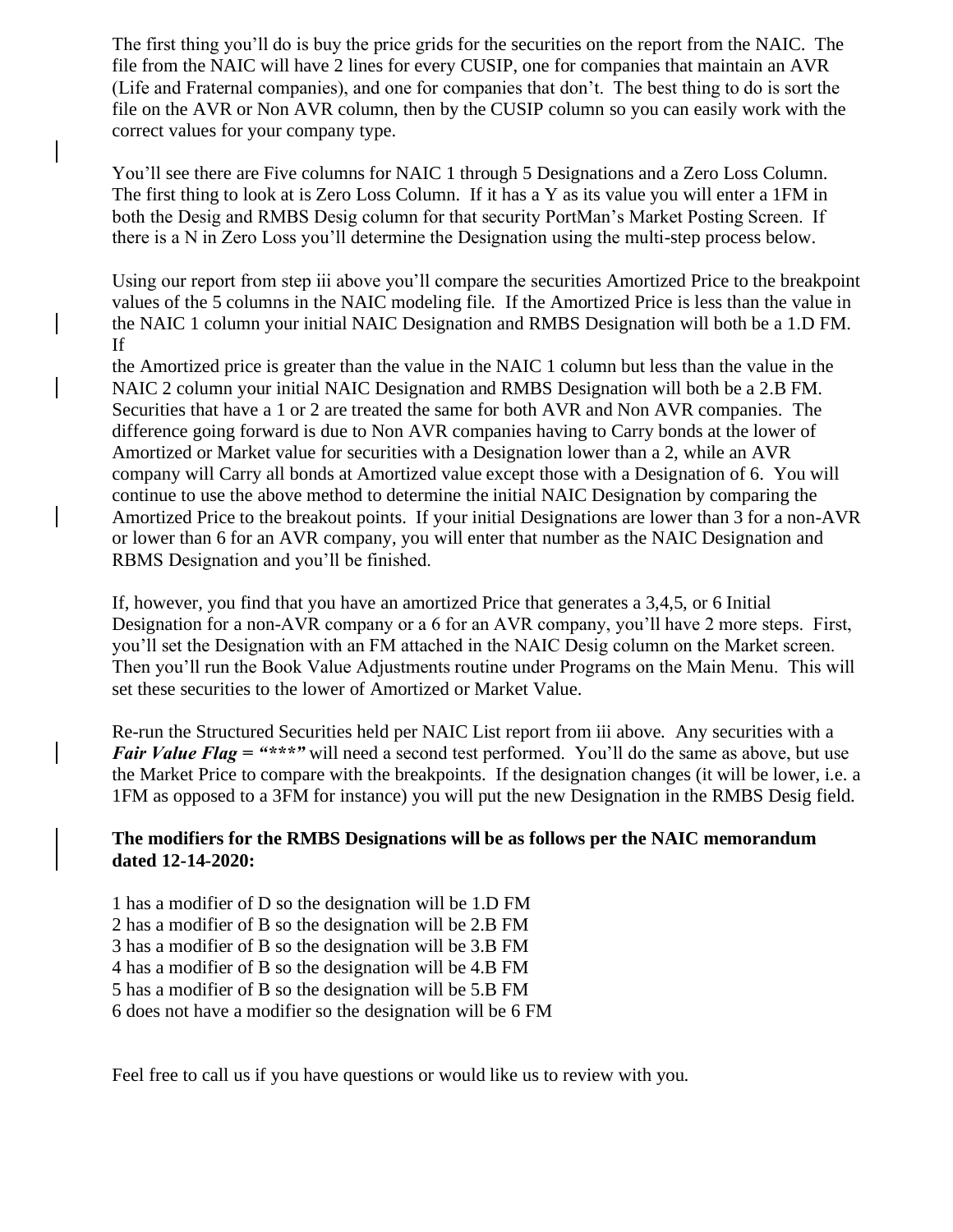The first thing you'll do is buy the price grids for the securities on the report from the NAIC. The file from the NAIC will have 2 lines for every CUSIP, one for companies that maintain an AVR (Life and Fraternal companies), and one for companies that don't. The best thing to do is sort the file on the AVR or Non AVR column, then by the CUSIP column so you can easily work with the correct values for your company type.

You'll see there are Five columns for NAIC 1 through 5 Designations and a Zero Loss Column. The first thing to look at is Zero Loss Column. If it has a Y as its value you will enter a 1FM in both the Desig and RMBS Desig column for that security PortMan's Market Posting Screen. If there is a N in Zero Loss you'll determine the Designation using the multi-step process below.

Using our report from step iii above you'll compare the securities Amortized Price to the breakpoint values of the 5 columns in the NAIC modeling file. If the Amortized Price is less than the value in the NAIC 1 column your initial NAIC Designation and RMBS Designation will both be a 1.D FM. If
the Amortized price is greater than the value in the NAIC 1 column but less than the value in the NAIC 2 column your initial NAIC Designation and RMBS Designation will both be a 2.B FM. Securities that have a 1 or 2 are treated the same for both AVR and Non AVR companies. The difference going forward is due to Non AVR companies having to Carry bonds at the lower of Amortized or Market value for securities with a Designation lower than a 2, while an AVR company will Carry all bonds at Amortized value except those with a Designation of 6. You will continue to use the above method to determine the initial NAIC Designation by comparing the Amortized Price to the breakout points. If your initial Designations are lower than 3 for a non-AVR or lower than 6 for an AVR company, you will enter that number as the NAIC Designation and RBMS Designation and you'll be finished.

If, however, you find that you have an amortized Price that generates a 3,4,5, or 6 Initial Designation for a non-AVR company or a 6 for an AVR company, you'll have 2 more steps. First, you'll set the Designation with an FM attached in the NAIC Desig column on the Market screen. Then you'll run the Book Value Adjustments routine under Programs on the Main Menu. This will set these securities to the lower of Amortized or Market Value.

Re-run the Structured Securities held per NAIC List report from iii above. Any securities with a ***Fair Value Flag = "***"*** will need a second test performed. You'll do the same as above, but use the Market Price to compare with the breakpoints. If the designation changes (it will be lower, i.e. a 1FM as opposed to a 3FM for instance) you will put the new Designation in the RMBS Desig field.

**The modifiers for the RMBS Designations will be as follows per the NAIC memorandum dated 12-14-2020:**

1 has a modifier of D so the designation will be 1.D FM
2 has a modifier of B so the designation will be 2.B FM
3 has a modifier of B so the designation will be 3.B FM
4 has a modifier of B so the designation will be 4.B FM
5 has a modifier of B so the designation will be 5.B FM
6 does not have a modifier so the designation will be 6 FM

Feel free to call us if you have questions or would like us to review with you.